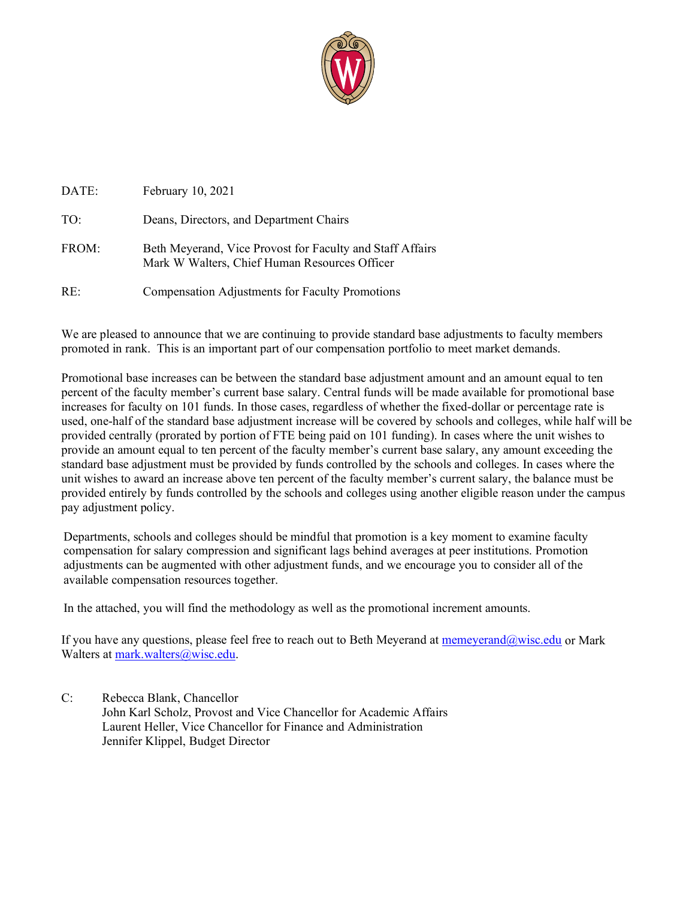| | |
|---|---|
| DATE: | February 10, 2021 |
| TO: | Deans, Directors, and Department Chairs |
| FROM: | Beth Meyerand, Vice Provost for Faculty and Staff Affairs<br>Mark W Walters, Chief Human Resources Officer |
| RE: | Compensation Adjustments for Faculty Promotions |

We are pleased to announce that we are continuing to provide standard base adjustments to faculty members promoted in rank. This is an important part of our compensation portfolio to meet market demands.

Promotional base increases can be between the standard base adjustment amount and an amount equal to ten percent of the faculty member's current base salary. Central funds will be made available for promotional base increases for faculty on 101 funds. In those cases, regardless of whether the fixed-dollar or percentage rate is used, one-half of the standard base adjustment increase will be covered by schools and colleges, while half will be provided centrally (prorated by portion of FTE being paid on 101 funding). In cases where the unit wishes to provide an amount equal to ten percent of the faculty member's current base salary, any amount exceeding the standard base adjustment must be provided by funds controlled by the schools and colleges. In cases where the unit wishes to award an increase above ten percent of the faculty member's current salary, the balance must be provided entirely by funds controlled by the schools and colleges using another eligible reason under the campus pay adjustment policy.

Departments, schools and colleges should be mindful that promotion is a key moment to examine faculty compensation for salary compression and significant lags behind averages at peer institutions. Promotion adjustments can be augmented with other adjustment funds, and we encourage you to consider all of the available compensation resources together.

In the attached, you will find the methodology as well as the promotional increment amounts.

If you have any questions, please feel free to reach out to Beth Meyerand at memeyerand@wisc.edu or Mark Walters at mark.walters@wisc.edu.

C: Rebecca Blank, Chancellor
John Karl Scholz, Provost and Vice Chancellor for Academic Affairs
Laurent Heller, Vice Chancellor for Finance and Administration
Jennifer Klippel, Budget Director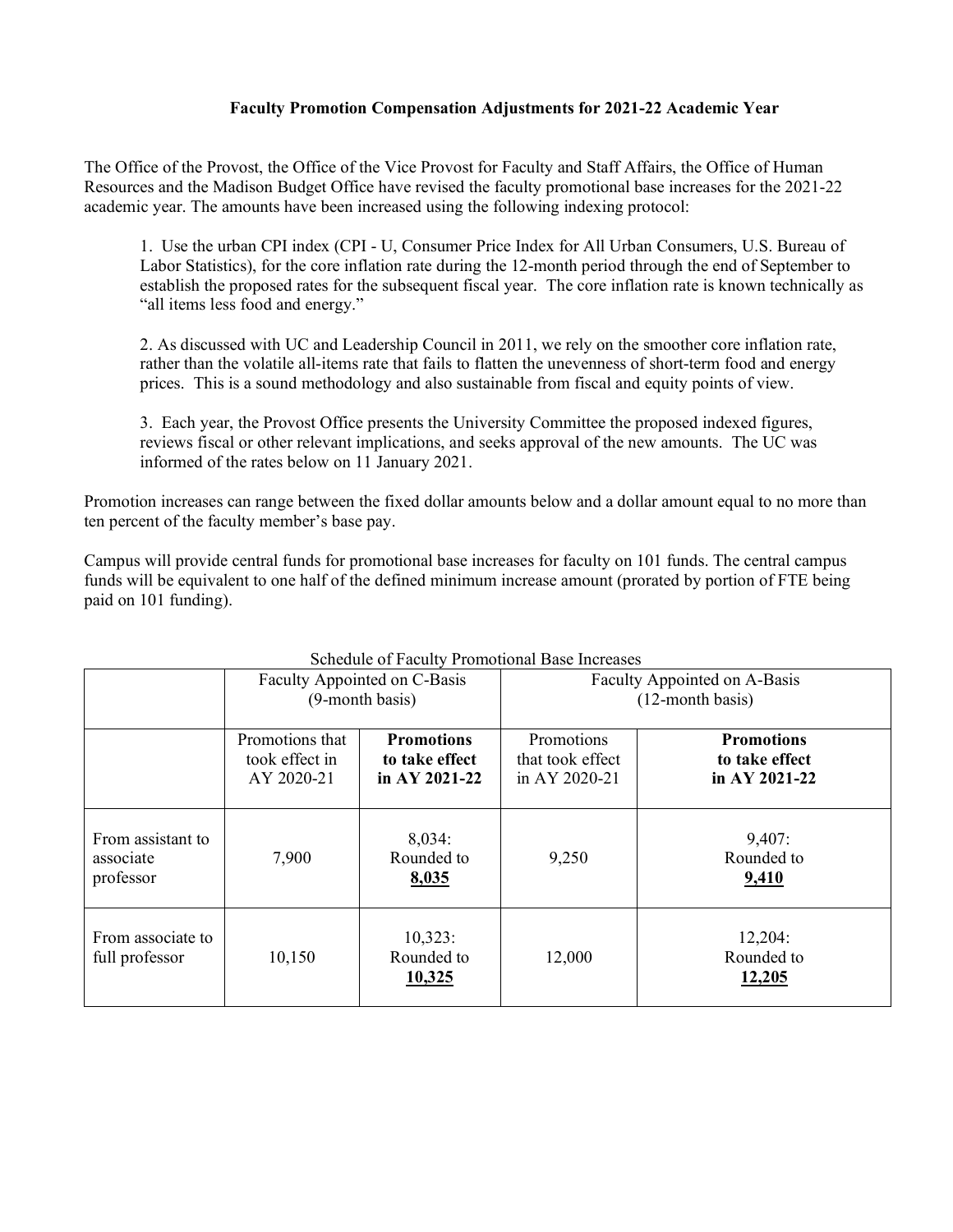**Faculty Promotion Compensation Adjustments for 2021-22 Academic Year**

The Office of the Provost, the Office of the Vice Provost for Faculty and Staff Affairs, the Office of Human Resources and the Madison Budget Office have revised the faculty promotional base increases for the 2021-22 academic year. The amounts have been increased using the following indexing protocol:

1. Use the urban CPI index (CPI - U, Consumer Price Index for All Urban Consumers, U.S. Bureau of Labor Statistics), for the core inflation rate during the 12-month period through the end of September to establish the proposed rates for the subsequent fiscal year. The core inflation rate is known technically as "all items less food and energy."

2. As discussed with UC and Leadership Council in 2011, we rely on the smoother core inflation rate, rather than the volatile all-items rate that fails to flatten the unevenness of short-term food and energy prices. This is a sound methodology and also sustainable from fiscal and equity points of view.

3. Each year, the Provost Office presents the University Committee the proposed indexed figures, reviews fiscal or other relevant implications, and seeks approval of the new amounts. The UC was informed of the rates below on 11 January 2021.

Promotion increases can range between the fixed dollar amounts below and a dollar amount equal to no more than ten percent of the faculty member's base pay.

Campus will provide central funds for promotional base increases for faculty on 101 funds. The central campus funds will be equivalent to one half of the defined minimum increase amount (prorated by portion of FTE being paid on 101 funding).

Schedule of Faculty Promotional Base Increases

| | Faculty Appointed on C-Basis (9-month basis) | | Faculty Appointed on A-Basis (12-month basis) | |
|---|---|---|---|---|
| | Promotions that took effect in AY 2020-21 | **Promotions to take effect in AY 2021-22** | Promotions that took effect in AY 2020-21 | **Promotions to take effect in AY 2021-22** |
| From assistant to associate professor | 7,900 | 8,034: Rounded to **8,035** | 9,250 | 9,407: Rounded to **9,410** |
| From associate to full professor | 10,150 | 10,323: Rounded to **10,325** | 12,000 | 12,204: Rounded to **12,205** |